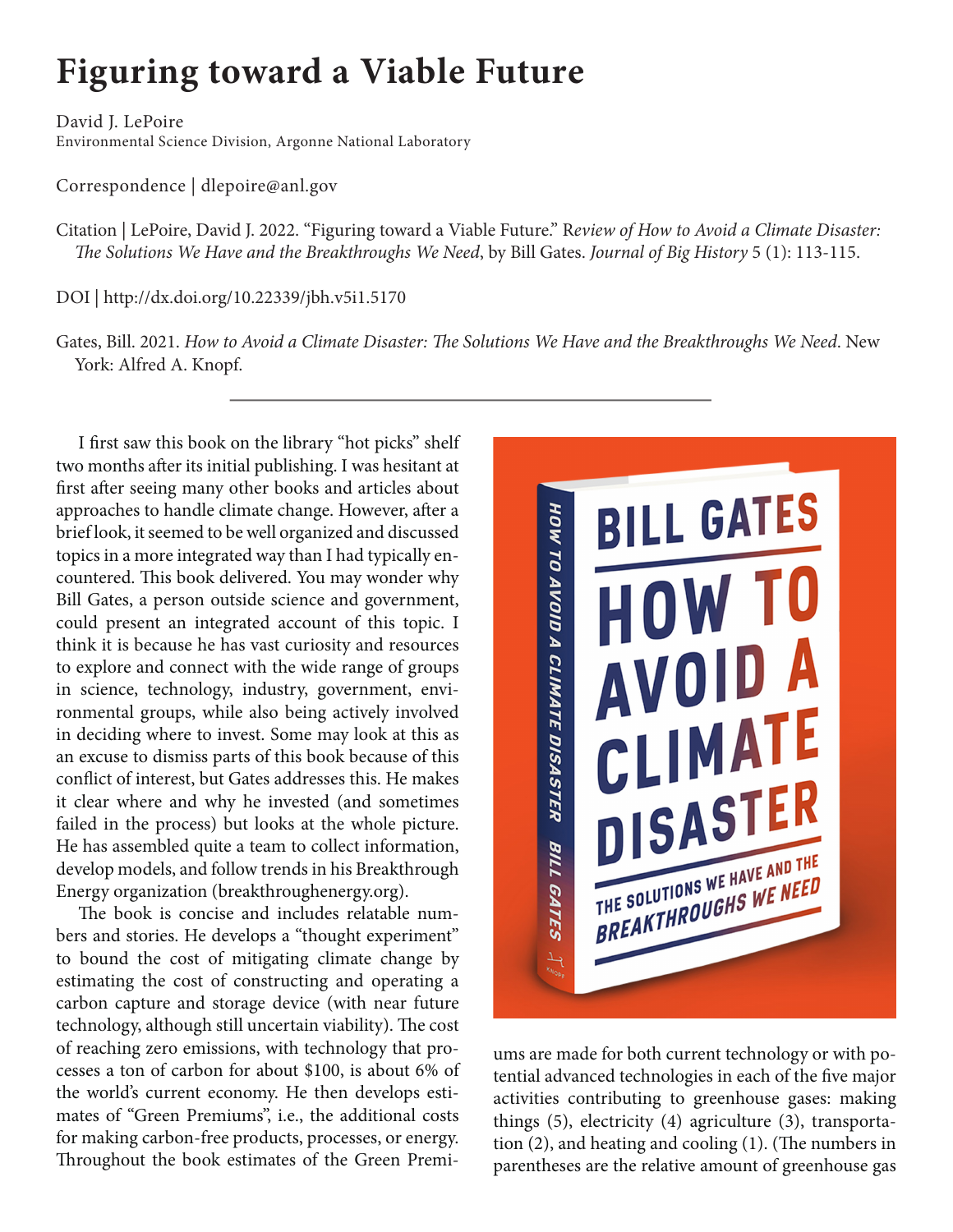# Figuring toward a Viable Future

David J. LePoire
Environmental Science Division, Argonne National Laboratory

Correspondence | dlepoire@anl.gov

Citation | LePoire, David J. 2022. "Figuring toward a Viable Future." R*eview of How to Avoid a Climate Disaster: The Solutions We Have and the Breakthroughs We Need*, by Bill Gates. *Journal of Big History* 5 (1): 113-115.

DOI | http://dx.doi.org/10.22339/jbh.v5i1.5170

Gates, Bill. 2021. *How to Avoid a Climate Disaster: The Solutions We Have and the Breakthroughs We Need*. New York: Alfred A. Knopf.

---

I first saw this book on the library "hot picks" shelf two months after its initial publishing. I was hesitant at first after seeing many other books and articles about approaches to handle climate change. However, after a brief look, it seemed to be well organized and discussed topics in a more integrated way than I had typically encountered. This book delivered. You may wonder why Bill Gates, a person outside science and government, could present an integrated account of this topic. I think it is because he has vast curiosity and resources to explore and connect with the wide range of groups in science, technology, industry, government, environmental groups, while also being actively involved in deciding where to invest. Some may look at this as an excuse to dismiss parts of this book because of this conflict of interest, but Gates addresses this. He makes it clear where and why he invested (and sometimes failed in the process) but looks at the whole picture. He has assembled quite a team to collect information, develop models, and follow trends in his Breakthrough Energy organization (breakthroughenergy.org).

The book is concise and includes relatable numbers and stories. He develops a "thought experiment" to bound the cost of mitigating climate change by estimating the cost of constructing and operating a carbon capture and storage device (with near future technology, although still uncertain viability). The cost of reaching zero emissions, with technology that processes a ton of carbon for about $100, is about 6% of the world's current economy. He then develops estimates of "Green Premiums", i.e., the additional costs for making carbon-free products, processes, or energy. Throughout the book estimates of the Green Premiums are made for both current technology or with potential advanced technologies in each of the five major activities contributing to greenhouse gases: making things (5), electricity (4) agriculture (3), transportation (2), and heating and cooling (1). (The numbers in parentheses are the relative amount of greenhouse gas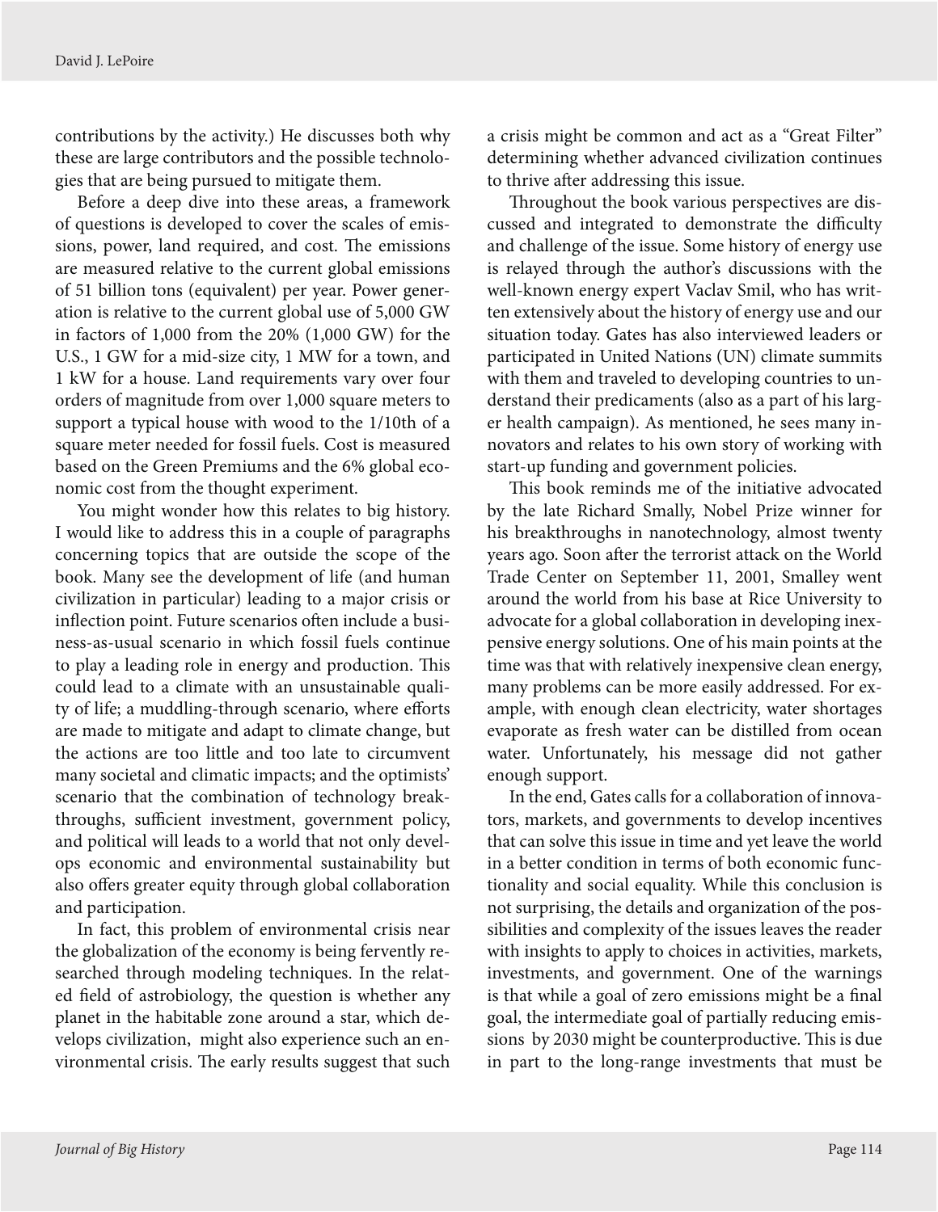contributions by the activity.) He discusses both why these are large contributors and the possible technologies that are being pursued to mitigate them.

Before a deep dive into these areas, a framework of questions is developed to cover the scales of emissions, power, land required, and cost. The emissions are measured relative to the current global emissions of 51 billion tons (equivalent) per year. Power generation is relative to the current global use of 5,000 GW in factors of 1,000 from the 20% (1,000 GW) for the U.S., 1 GW for a mid-size city, 1 MW for a town, and 1 kW for a house. Land requirements vary over four orders of magnitude from over 1,000 square meters to support a typical house with wood to the 1/10th of a square meter needed for fossil fuels. Cost is measured based on the Green Premiums and the 6% global economic cost from the thought experiment.

You might wonder how this relates to big history. I would like to address this in a couple of paragraphs concerning topics that are outside the scope of the book. Many see the development of life (and human civilization in particular) leading to a major crisis or inflection point. Future scenarios often include a business-as-usual scenario in which fossil fuels continue to play a leading role in energy and production. This could lead to a climate with an unsustainable quality of life; a muddling-through scenario, where efforts are made to mitigate and adapt to climate change, but the actions are too little and too late to circumvent many societal and climatic impacts; and the optimists' scenario that the combination of technology breakthroughs, sufficient investment, government policy, and political will leads to a world that not only develops economic and environmental sustainability but also offers greater equity through global collaboration and participation.

In fact, this problem of environmental crisis near the globalization of the economy is being fervently researched through modeling techniques. In the related field of astrobiology, the question is whether any planet in the habitable zone around a star, which develops civilization, might also experience such an environmental crisis. The early results suggest that such a crisis might be common and act as a "Great Filter" determining whether advanced civilization continues to thrive after addressing this issue.

Throughout the book various perspectives are discussed and integrated to demonstrate the difficulty and challenge of the issue. Some history of energy use is relayed through the author's discussions with the well-known energy expert Vaclav Smil, who has written extensively about the history of energy use and our situation today. Gates has also interviewed leaders or participated in United Nations (UN) climate summits with them and traveled to developing countries to understand their predicaments (also as a part of his larger health campaign). As mentioned, he sees many innovators and relates to his own story of working with start-up funding and government policies.

This book reminds me of the initiative advocated by the late Richard Smally, Nobel Prize winner for his breakthroughs in nanotechnology, almost twenty years ago. Soon after the terrorist attack on the World Trade Center on September 11, 2001, Smalley went around the world from his base at Rice University to advocate for a global collaboration in developing inexpensive energy solutions. One of his main points at the time was that with relatively inexpensive clean energy, many problems can be more easily addressed. For example, with enough clean electricity, water shortages evaporate as fresh water can be distilled from ocean water. Unfortunately, his message did not gather enough support.

In the end, Gates calls for a collaboration of innovators, markets, and governments to develop incentives that can solve this issue in time and yet leave the world in a better condition in terms of both economic functionality and social equality. While this conclusion is not surprising, the details and organization of the possibilities and complexity of the issues leaves the reader with insights to apply to choices in activities, markets, investments, and government. One of the warnings is that while a goal of zero emissions might be a final goal, the intermediate goal of partially reducing emissions by 2030 might be counterproductive. This is due in part to the long-range investments that must be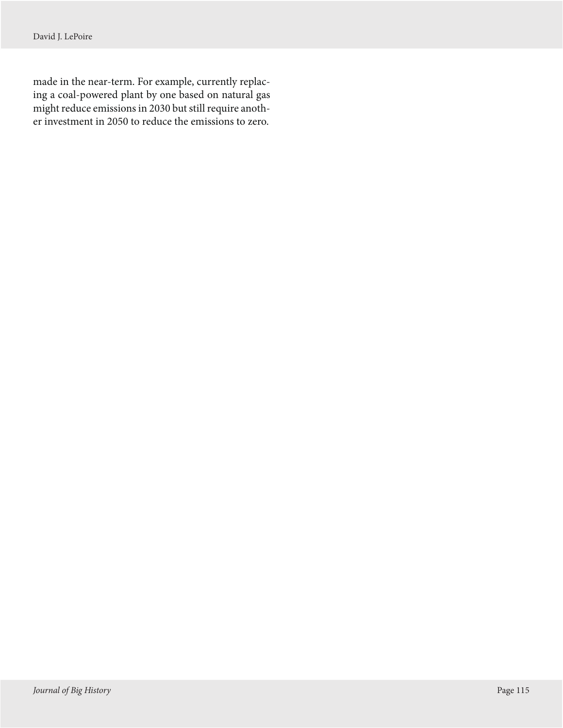made in the near-term. For example, currently replacing a coal-powered plant by one based on natural gas might reduce emissions in 2030 but still require another investment in 2050 to reduce the emissions to zero.